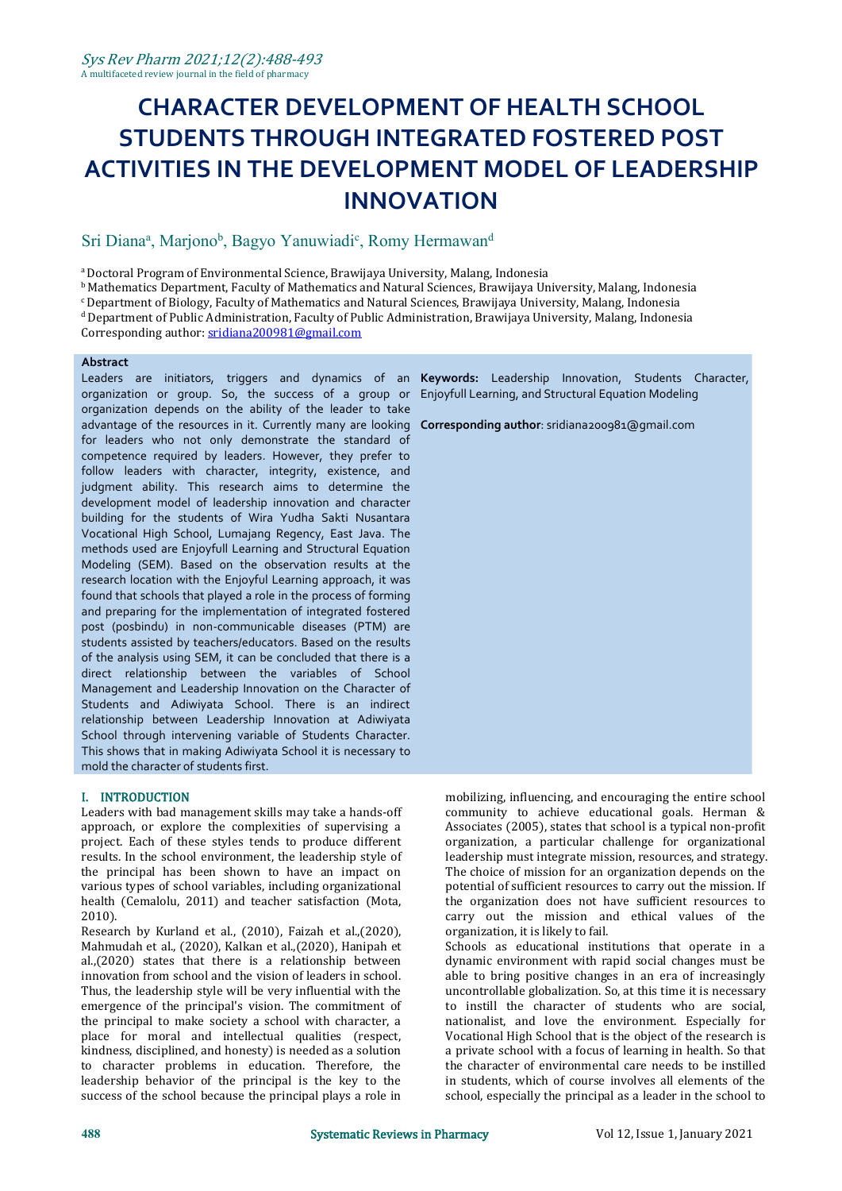# CHARACTER DEVELOPMENT OF HEALTH SCHOOL STUDENTS THROUGH INTEGRATED FOSTERED POST ACTIVITIES IN THE DEVELOPMENT MODEL OF LEADERSHIP INNOVATION

Sri Diana[a], Marjono[b], Bagyo Yanuwiadi[c], Romy Hermawan[d]

[a] Doctoral Program of Environmental Science, Brawijaya University, Malang, Indonesia
[b] Mathematics Department, Faculty of Mathematics and Natural Sciences, Brawijaya University, Malang, Indonesia
[c] Department of Biology, Faculty of Mathematics and Natural Sciences, Brawijaya University, Malang, Indonesia
[d] Department of Public Administration, Faculty of Public Administration, Brawijaya University, Malang, Indonesia
Corresponding author: sridiana200981@gmail.com

### Abstract

Leaders are initiators, triggers and dynamics of an organization or group. So, the success of a group or organization depends on the ability of the leader to take advantage of the resources in it. Currently many are looking for leaders who not only demonstrate the standard of competence required by leaders. However, they prefer to follow leaders with character, integrity, existence, and judgment ability. This research aims to determine the development model of leadership innovation and character building for the students of Wira Yudha Sakti Nusantara Vocational High School, Lumajang Regency, East Java. The methods used are Enjoyfull Learning and Structural Equation Modeling (SEM). Based on the observation results at the research location with the Enjoyful Learning approach, it was found that schools that played a role in the process of forming and preparing for the implementation of integrated fostered post (posbindu) in non-communicable diseases (PTM) are students assisted by teachers/educators. Based on the results of the analysis using SEM, it can be concluded that there is a direct relationship between the variables of School Management and Leadership Innovation on the Character of Students and Adiwiyata School. There is an indirect relationship between Leadership Innovation at Adiwiyata School through intervening variable of Students Character. This shows that in making Adiwiyata School it is necessary to mold the character of students first.

**Keywords:** Leadership Innovation, Students Character, Enjoyfull Learning, and Structural Equation Modeling

**Corresponding author**: sridiana200981@gmail.com

## I. INTRODUCTION

Leaders with bad management skills may take a hands-off approach, or explore the complexities of supervising a project. Each of these styles tends to produce different results. In the school environment, the leadership style of the principal has been shown to have an impact on various types of school variables, including organizational health (Cemalolu, 2011) and teacher satisfaction (Mota, 2010).

Research by Kurland et al., (2010), Faizah et al.,(2020), Mahmudah et al., (2020), Kalkan et al.,(2020), Hanipah et al.,(2020) states that there is a relationship between innovation from school and the vision of leaders in school. Thus, the leadership style will be very influential with the emergence of the principal's vision. The commitment of the principal to make society a school with character, a place for moral and intellectual qualities (respect, kindness, disciplined, and honesty) is needed as a solution to character problems in education. Therefore, the leadership behavior of the principal is the key to the success of the school because the principal plays a role in mobilizing, influencing, and encouraging the entire school community to achieve educational goals. Herman & Associates (2005), states that school is a typical non-profit organization, a particular challenge for organizational leadership must integrate mission, resources, and strategy. The choice of mission for an organization depends on the potential of sufficient resources to carry out the mission. If the organization does not have sufficient resources to carry out the mission and ethical values of the organization, it is likely to fail.

Schools as educational institutions that operate in a dynamic environment with rapid social changes must be able to bring positive changes in an era of increasingly uncontrollable globalization. So, at this time it is necessary to instill the character of students who are social, nationalist, and love the environment. Especially for Vocational High School that is the object of the research is a private school with a focus of learning in health. So that the character of environmental care needs to be instilled in students, which of course involves all elements of the school, especially the principal as a leader in the school to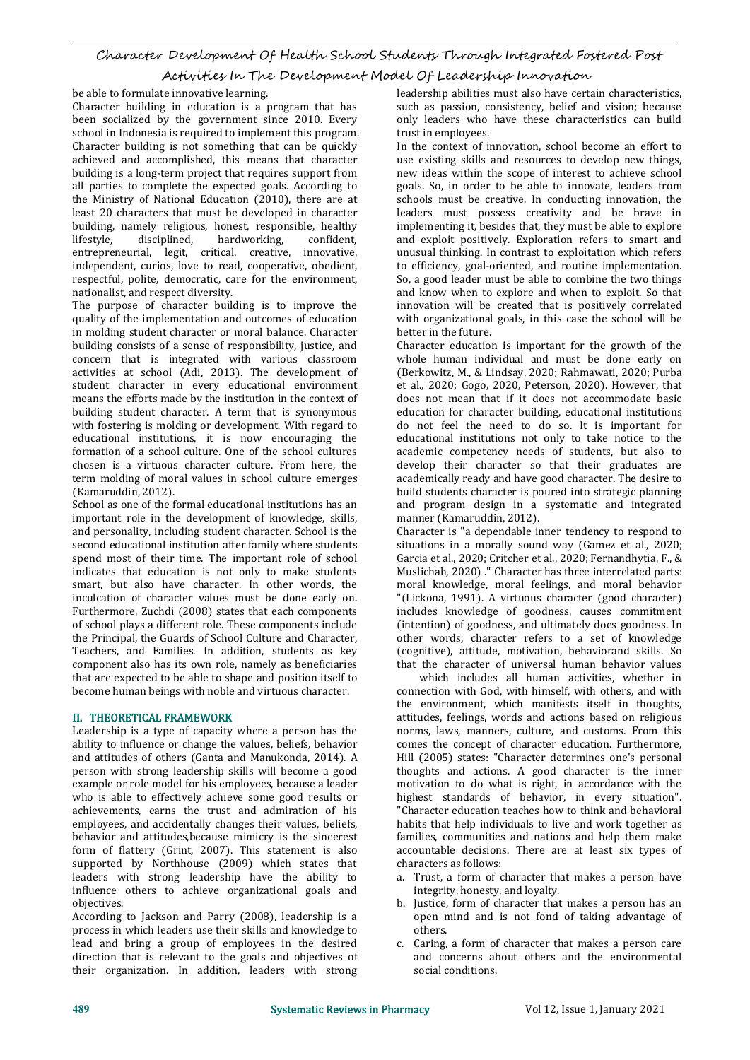be able to formulate innovative learning.

Character building in education is a program that has been socialized by the government since 2010. Every school in Indonesia is required to implement this program. Character building is not something that can be quickly achieved and accomplished, this means that character building is a long-term project that requires support from all parties to complete the expected goals. According to the Ministry of National Education (2010), there are at least 20 characters that must be developed in character building, namely religious, honest, responsible, healthy lifestyle, disciplined, hardworking, confident, entrepreneurial, legit, critical, creative, innovative, independent, curios, love to read, cooperative, obedient, respectful, polite, democratic, care for the environment, nationalist, and respect diversity.

The purpose of character building is to improve the quality of the implementation and outcomes of education in molding student character or moral balance. Character building consists of a sense of responsibility, justice, and concern that is integrated with various classroom activities at school (Adi, 2013). The development of student character in every educational environment means the efforts made by the institution in the context of building student character. A term that is synonymous with fostering is molding or development. With regard to educational institutions, it is now encouraging the formation of a school culture. One of the school cultures chosen is a virtuous character culture. From here, the term molding of moral values in school culture emerges (Kamaruddin, 2012).

School as one of the formal educational institutions has an important role in the development of knowledge, skills, and personality, including student character. School is the second educational institution after family where students spend most of their time. The important role of school indicates that education is not only to make students smart, but also have character. In other words, the inculcation of character values must be done early on. Furthermore, Zuchdi (2008) states that each components of school plays a different role. These components include the Principal, the Guards of School Culture and Character, Teachers, and Families. In addition, students as key component also has its own role, namely as beneficiaries that are expected to be able to shape and position itself to become human beings with noble and virtuous character.

## II. THEORETICAL FRAMEWORK

Leadership is a type of capacity where a person has the ability to influence or change the values, beliefs, behavior and attitudes of others (Ganta and Manukonda, 2014). A person with strong leadership skills will become a good example or role model for his employees, because a leader who is able to effectively achieve some good results or achievements, earns the trust and admiration of his employees, and accidentally changes their values, beliefs, behavior and attitudes,because mimicry is the sincerest form of flattery (Grint, 2007). This statement is also supported by Northhouse (2009) which states that leaders with strong leadership have the ability to influence others to achieve organizational goals and objectives.

According to Jackson and Parry (2008), leadership is a process in which leaders use their skills and knowledge to lead and bring a group of employees in the desired direction that is relevant to the goals and objectives of their organization. In addition, leaders with strong leadership abilities must also have certain characteristics, such as passion, consistency, belief and vision; because only leaders who have these characteristics can build trust in employees.

In the context of innovation, school become an effort to use existing skills and resources to develop new things, new ideas within the scope of interest to achieve school goals. So, in order to be able to innovate, leaders from schools must be creative. In conducting innovation, the leaders must possess creativity and be brave in implementing it, besides that, they must be able to explore and exploit positively. Exploration refers to smart and unusual thinking. In contrast to exploitation which refers to efficiency, goal-oriented, and routine implementation. So, a good leader must be able to combine the two things and know when to explore and when to exploit. So that innovation will be created that is positively correlated with organizational goals, in this case the school will be better in the future.

Character education is important for the growth of the whole human individual and must be done early on (Berkowitz, M., & Lindsay, 2020; Rahmawati, 2020; Purba et al., 2020; Gogo, 2020, Peterson, 2020). However, that does not mean that if it does not accommodate basic education for character building, educational institutions do not feel the need to do so. It is important for educational institutions not only to take notice to the academic competency needs of students, but also to develop their character so that their graduates are academically ready and have good character. The desire to build students character is poured into strategic planning and program design in a systematic and integrated manner (Kamaruddin, 2012).

Character is "a dependable inner tendency to respond to situations in a morally sound way (Gamez et al., 2020; Garcia et al., 2020; Critcher et al., 2020; Fernandhytia, F., & Muslichah, 2020) ." Character has three interrelated parts: moral knowledge, moral feelings, and moral behavior "(Lickona, 1991). A virtuous character (good character) includes knowledge of goodness, causes commitment (intention) of goodness, and ultimately does goodness. In other words, character refers to a set of knowledge (cognitive), attitude, motivation, behaviorand skills. So that the character of universal human behavior values which includes all human activities, whether in connection with God, with himself, with others, and with the environment, which manifests itself in thoughts, attitudes, feelings, words and actions based on religious norms, laws, manners, culture, and customs. From this comes the concept of character education. Furthermore, Hill (2005) states: "Character determines one's personal thoughts and actions. A good character is the inner motivation to do what is right, in accordance with the highest standards of behavior, in every situation". "Character education teaches how to think and behavioral habits that help individuals to live and work together as families, communities and nations and help them make accountable decisions. There are at least six types of characters as follows:

a. Trust, a form of character that makes a person have integrity, honesty, and loyalty.
b. Justice, form of character that makes a person has an open mind and is not fond of taking advantage of others.
c. Caring, a form of character that makes a person care and concerns about others and the environmental social conditions.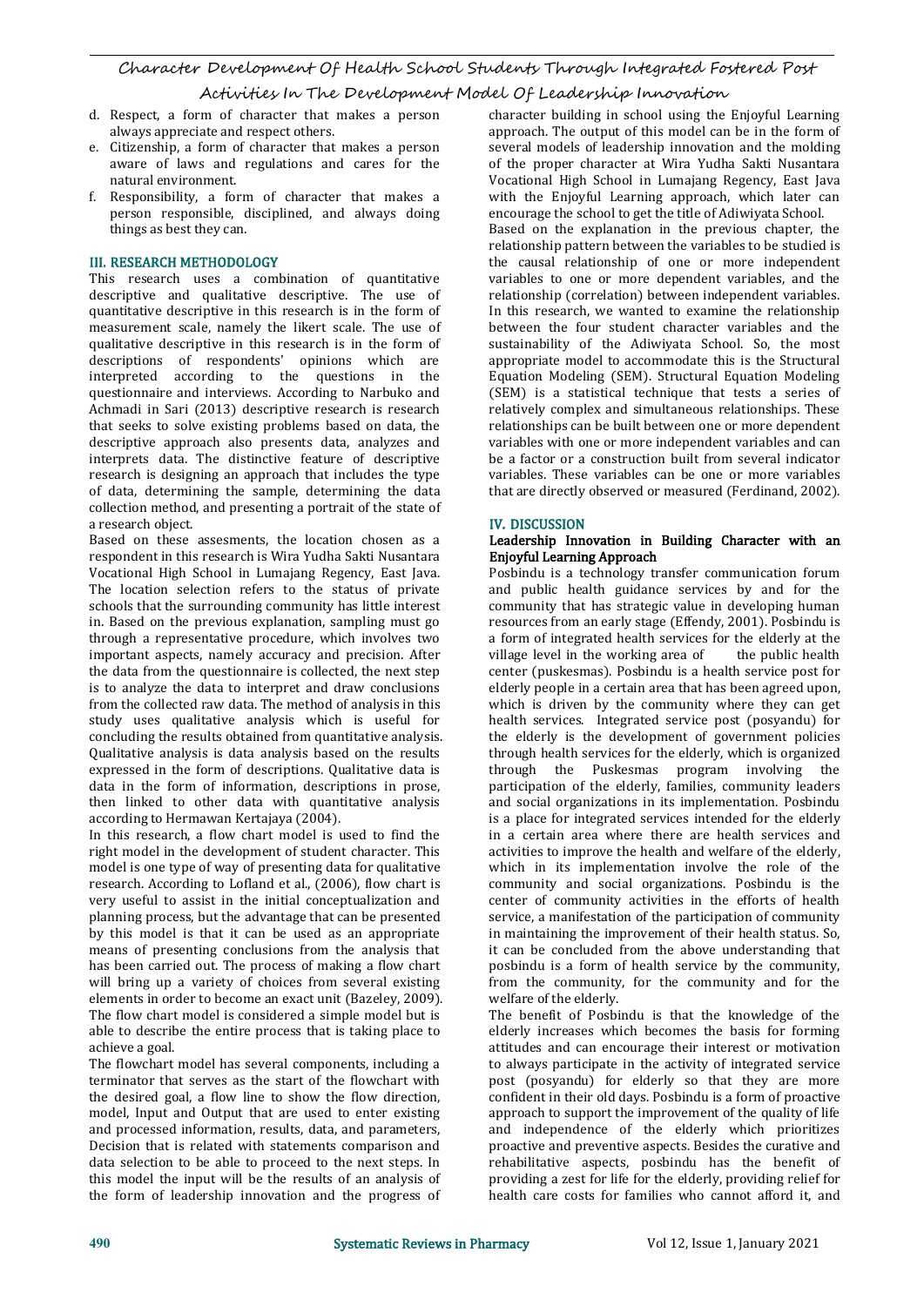d. Respect, a form of character that makes a person always appreciate and respect others.
e. Citizenship, a form of character that makes a person aware of laws and regulations and cares for the natural environment.
f. Responsibility, a form of character that makes a person responsible, disciplined, and always doing things as best they can.

## III. RESEARCH METHODOLOGY

This research uses a combination of quantitative descriptive and qualitative descriptive. The use of quantitative descriptive in this research is in the form of measurement scale, namely the likert scale. The use of qualitative descriptive in this research is in the form of descriptions of respondents' opinions which are interpreted according to the questions in the questionnaire and interviews. According to Narbuko and Achmadi in Sari (2013) descriptive research is research that seeks to solve existing problems based on data, the descriptive approach also presents data, analyzes and interprets data. The distinctive feature of descriptive research is designing an approach that includes the type of data, determining the sample, determining the data collection method, and presenting a portrait of the state of a research object.

Based on these assesments, the location chosen as a respondent in this research is Wira Yudha Sakti Nusantara Vocational High School in Lumajang Regency, East Java. The location selection refers to the status of private schools that the surrounding community has little interest in. Based on the previous explanation, sampling must go through a representative procedure, which involves two important aspects, namely accuracy and precision. After the data from the questionnaire is collected, the next step is to analyze the data to interpret and draw conclusions from the collected raw data. The method of analysis in this study uses qualitative analysis which is useful for concluding the results obtained from quantitative analysis. Qualitative analysis is data analysis based on the results expressed in the form of descriptions. Qualitative data is data in the form of information, descriptions in prose, then linked to other data with quantitative analysis according to Hermawan Kertajaya (2004).

In this research, a flow chart model is used to find the right model in the development of student character. This model is one type of way of presenting data for qualitative research. According to Lofland et al., (2006), flow chart is very useful to assist in the initial conceptualization and planning process, but the advantage that can be presented by this model is that it can be used as an appropriate means of presenting conclusions from the analysis that has been carried out. The process of making a flow chart will bring up a variety of choices from several existing elements in order to become an exact unit (Bazeley, 2009). The flow chart model is considered a simple model but is able to describe the entire process that is taking place to achieve a goal.

The flowchart model has several components, including a terminator that serves as the start of the flowchart with the desired goal, a flow line to show the flow direction, model, Input and Output that are used to enter existing and processed information, results, data, and parameters, Decision that is related with statements comparison and data selection to be able to proceed to the next steps. In this model the input will be the results of an analysis of the form of leadership innovation and the progress of character building in school using the Enjoyful Learning approach. The output of this model can be in the form of several models of leadership innovation and the molding of the proper character at Wira Yudha Sakti Nusantara Vocational High School in Lumajang Regency, East Java with the Enjoyful Learning approach, which later can encourage the school to get the title of Adiwiyata School.

Based on the explanation in the previous chapter, the relationship pattern between the variables to be studied is the causal relationship of one or more independent variables to one or more dependent variables, and the relationship (correlation) between independent variables. In this research, we wanted to examine the relationship between the four student character variables and the sustainability of the Adiwiyata School. So, the most appropriate model to accommodate this is the Structural Equation Modeling (SEM). Structural Equation Modeling (SEM) is a statistical technique that tests a series of relatively complex and simultaneous relationships. These relationships can be built between one or more dependent variables with one or more independent variables and can be a factor or a construction built from several indicator variables. These variables can be one or more variables that are directly observed or measured (Ferdinand, 2002).

## IV. DISCUSSION

### Leadership Innovation in Building Character with an Enjoyful Learning Approach

Posbindu is a technology transfer communication forum and public health guidance services by and for the community that has strategic value in developing human resources from an early stage (Effendy, 2001). Posbindu is a form of integrated health services for the elderly at the village level in the working area of the public health center (puskesmas). Posbindu is a health service post for elderly people in a certain area that has been agreed upon, which is driven by the community where they can get health services. Integrated service post (posyandu) for the elderly is the development of government policies through health services for the elderly, which is organized through the Puskesmas program involving the participation of the elderly, families, community leaders and social organizations in its implementation. Posbindu is a place for integrated services intended for the elderly in a certain area where there are health services and activities to improve the health and welfare of the elderly, which in its implementation involve the role of the community and social organizations. Posbindu is the center of community activities in the efforts of health service, a manifestation of the participation of community in maintaining the improvement of their health status. So, it can be concluded from the above understanding that posbindu is a form of health service by the community, from the community, for the community and for the welfare of the elderly.

The benefit of Posbindu is that the knowledge of the elderly increases which becomes the basis for forming attitudes and can encourage their interest or motivation to always participate in the activity of integrated service post (posyandu) for elderly so that they are more confident in their old days. Posbindu is a form of proactive approach to support the improvement of the quality of life and independence of the elderly which prioritizes proactive and preventive aspects. Besides the curative and rehabilitative aspects, posbindu has the benefit of providing a zest for life for the elderly, providing relief for health care costs for families who cannot afford it, and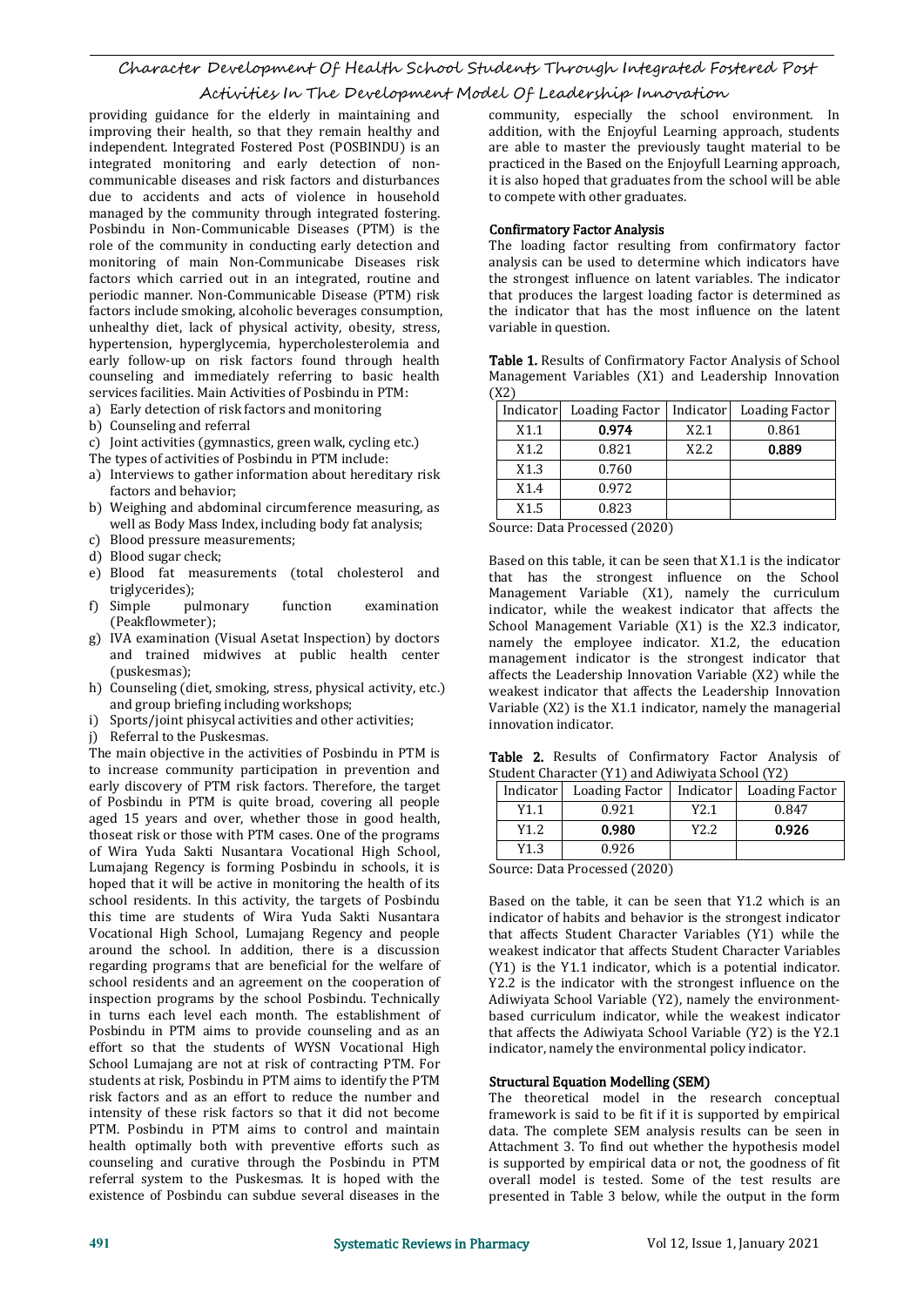providing guidance for the elderly in maintaining and improving their health, so that they remain healthy and independent. Integrated Fostered Post (POSBINDU) is an integrated monitoring and early detection of non-communicable diseases and risk factors and disturbances due to accidents and acts of violence in household managed by the community through integrated fostering. Posbindu in Non-Communicable Diseases (PTM) is the role of the community in conducting early detection and monitoring of main Non-Communicabe Diseases risk factors which carried out in an integrated, routine and periodic manner. Non-Communicable Disease (PTM) risk factors include smoking, alcoholic beverages consumption, unhealthy diet, lack of physical activity, obesity, stress, hypertension, hyperglycemia, hypercholesterolemia and early follow-up on risk factors found through health counseling and immediately referring to basic health services facilities. Main Activities of Posbindu in PTM:

a) Early detection of risk factors and monitoring
b) Counseling and referral
c) Joint activities (gymnastics, green walk, cycling etc.)

The types of activities of Posbindu in PTM include:

a) Interviews to gather information about hereditary risk factors and behavior;
b) Weighing and abdominal circumference measuring, as well as Body Mass Index, including body fat analysis;
c) Blood pressure measurements;
d) Blood sugar check;
e) Blood fat measurements (total cholesterol and triglycerides);
f) Simple pulmonary function examination (Peakflowmeter);
g) IVA examination (Visual Asetat Inspection) by doctors and trained midwives at public health center (puskesmas);
h) Counseling (diet, smoking, stress, physical activity, etc.) and group briefing including workshops;
i) Sports/joint phisycal activities and other activities;
j) Referral to the Puskesmas.

The main objective in the activities of Posbindu in PTM is to increase community participation in prevention and early discovery of PTM risk factors. Therefore, the target of Posbindu in PTM is quite broad, covering all people aged 15 years and over, whether those in good health, thoseat risk or those with PTM cases. One of the programs of Wira Yuda Sakti Nusantara Vocational High School, Lumajang Regency is forming Posbindu in schools, it is hoped that it will be active in monitoring the health of its school residents. In this activity, the targets of Posbindu this time are students of Wira Yuda Sakti Nusantara Vocational High School, Lumajang Regency and people around the school. In addition, there is a discussion regarding programs that are beneficial for the welfare of school residents and an agreement on the cooperation of inspection programs by the school Posbindu. Technically in turns each level each month. The establishment of Posbindu in PTM aims to provide counseling and as an effort so that the students of WYSN Vocational High School Lumajang are not at risk of contracting PTM. For students at risk, Posbindu in PTM aims to identify the PTM risk factors and as an effort to reduce the number and intensity of these risk factors so that it did not become PTM. Posbindu in PTM aims to control and maintain health optimally both with preventive efforts such as counseling and curative through the Posbindu in PTM referral system to the Puskesmas. It is hoped with the existence of Posbindu can subdue several diseases in the community, especially the school environment. In addition, with the Enjoyful Learning approach, students are able to master the previously taught material to be practiced in the Based on the Enjoyfull Learning approach, it is also hoped that graduates from the school will be able to compete with other graduates.

### Confirmatory Factor Analysis

The loading factor resulting from confirmatory factor analysis can be used to determine which indicators have the strongest influence on latent variables. The indicator that produces the largest loading factor is determined as the indicator that has the most influence on the latent variable in question.

**Table 1.** Results of Confirmatory Factor Analysis of School Management Variables (X1) and Leadership Innovation (X2)

| Indicator | Loading Factor | Indicator | Loading Factor |
|---|---|---|---|
| X1.1 | **0.974** | X2.1 | 0.861 |
| X1.2 | 0.821 | X2.2 | **0.889** |
| X1.3 | 0.760 | | |
| X1.4 | 0.972 | | |
| X1.5 | 0.823 | | |

Source: Data Processed (2020)

Based on this table, it can be seen that X1.1 is the indicator that has the strongest influence on the School Management Variable (X1), namely the curriculum indicator, while the weakest indicator that affects the School Management Variable (X1) is the X2.3 indicator, namely the employee indicator. X1.2, the education management indicator is the strongest indicator that affects the Leadership Innovation Variable (X2) while the weakest indicator that affects the Leadership Innovation Variable (X2) is the X1.1 indicator, namely the managerial innovation indicator.

**Table 2.** Results of Confirmatory Factor Analysis of Student Character (Y1) and Adiwiyata School (Y2)

| Indicator | Loading Factor | Indicator | Loading Factor |
|---|---|---|---|
| Y1.1 | 0.921 | Y2.1 | 0.847 |
| Y1.2 | **0.980** | Y2.2 | **0.926** |
| Y1.3 | 0.926 | | |

Source: Data Processed (2020)

Based on the table, it can be seen that Y1.2 which is an indicator of habits and behavior is the strongest indicator that affects Student Character Variables (Y1) while the weakest indicator that affects Student Character Variables (Y1) is the Y1.1 indicator, which is a potential indicator. Y2.2 is the indicator with the strongest influence on the Adiwiyata School Variable (Y2), namely the environment-based curriculum indicator, while the weakest indicator that affects the Adiwiyata School Variable (Y2) is the Y2.1 indicator, namely the environmental policy indicator.

### Structural Equation Modelling (SEM)

The theoretical model in the research conceptual framework is said to be fit if it is supported by empirical data. The complete SEM analysis results can be seen in Attachment 3. To find out whether the hypothesis model is supported by empirical data or not, the goodness of fit overall model is tested. Some of the test results are presented in Table 3 below, while the output in the form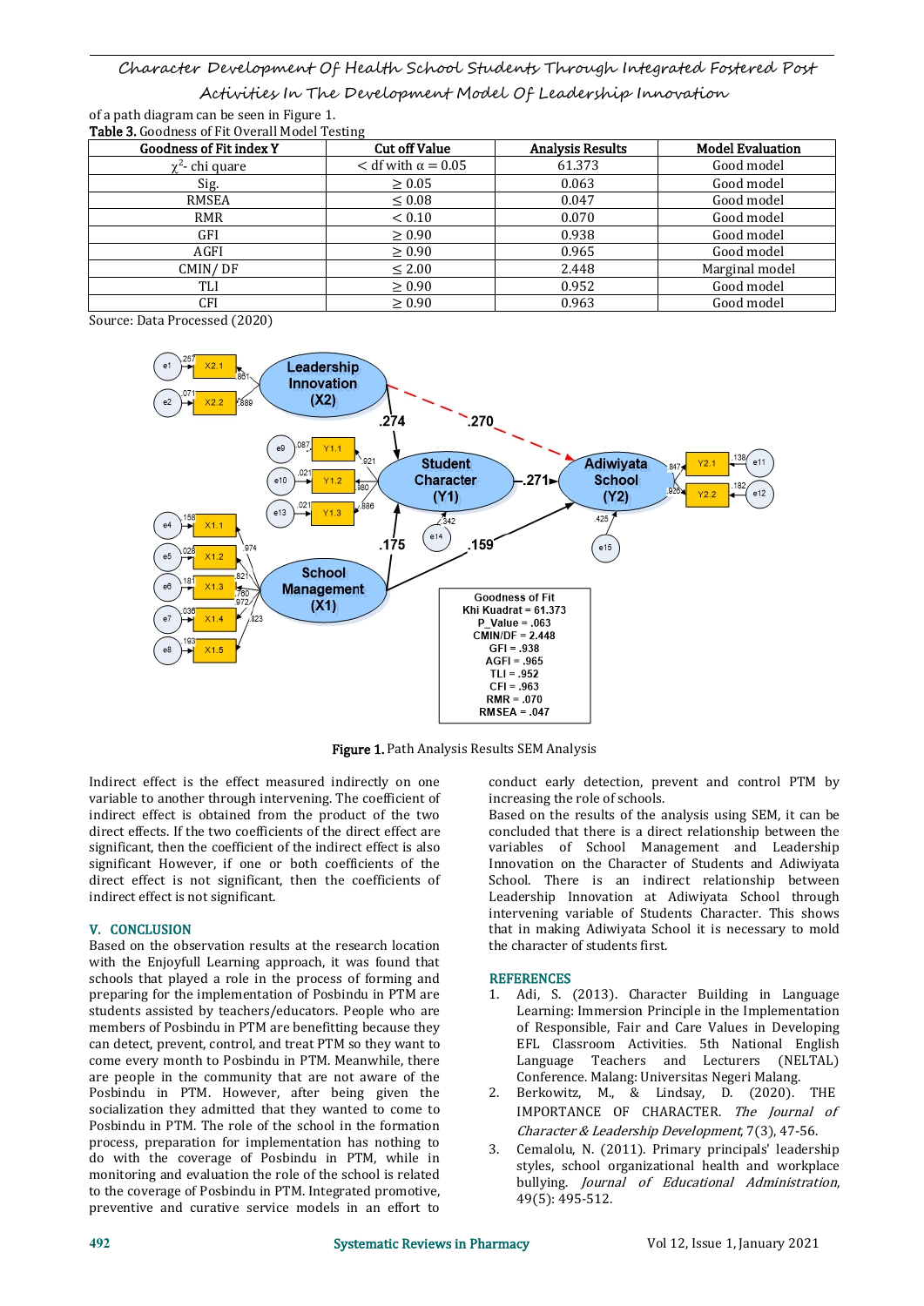of a path diagram can be seen in Figure 1.

**Table 3.** Goodness of Fit Overall Model Testing

| Goodness of Fit index Y | Cut off Value | Analysis Results | Model Evaluation |
|---|---|---|---|
| $\chi^2$- chi quare | < df with $\alpha$ = 0.05 | 61.373 | Good model |
| Sig. | ≥ 0.05 | 0.063 | Good model |
| RMSEA | ≤ 0.08 | 0.047 | Good model |
| RMR | < 0.10 | 0.070 | Good model |
| GFI | ≥ 0.90 | 0.938 | Good model |
| AGFI | ≥ 0.90 | 0.965 | Good model |
| CMIN/ DF | ≤ 2.00 | 2.448 | Marginal model |
| TLI | ≥ 0.90 | 0.952 | Good model |
| CFI | ≥ 0.90 | 0.963 | Good model |

Source: Data Processed (2020)

**Figure 1.** Path Analysis Results SEM Analysis

Indirect effect is the effect measured indirectly on one variable to another through intervening. The coefficient of indirect effect is obtained from the product of the two direct effects. If the two coefficients of the direct effect are significant, then the coefficient of the indirect effect is also significant However, if one or both coefficients of the direct effect is not significant, then the coefficients of indirect effect is not significant.

## V. CONCLUSION

Based on the observation results at the research location with the Enjoyfull Learning approach, it was found that schools that played a role in the process of forming and preparing for the implementation of Posbindu in PTM are students assisted by teachers/educators. People who are members of Posbindu in PTM are benefitting because they can detect, prevent, control, and treat PTM so they want to come every month to Posbindu in PTM. Meanwhile, there are people in the community that are not aware of the Posbindu in PTM. However, after being given the socialization they admitted that they wanted to come to Posbindu in PTM. The role of the school in the formation process, preparation for implementation has nothing to do with the coverage of Posbindu in PTM, while in monitoring and evaluation the role of the school is related to the coverage of Posbindu in PTM. Integrated promotive, preventive and curative service models in an effort to conduct early detection, prevent and control PTM by increasing the role of schools.

Based on the results of the analysis using SEM, it can be concluded that there is a direct relationship between the variables of School Management and Leadership Innovation on the Character of Students and Adiwiyata School. There is an indirect relationship between Leadership Innovation at Adiwiyata School through intervening variable of Students Character. This shows that in making Adiwiyata School it is necessary to mold the character of students first.

## REFERENCES

1. Adi, S. (2013). Character Building in Language Learning: Immersion Principle in the Implementation of Responsible, Fair and Care Values in Developing EFL Classroom Activities. 5th National English Language Teachers and Lecturers (NELTAL) Conference. Malang: Universitas Negeri Malang.
2. Berkowitz, M., & Lindsay, D. (2020). THE IMPORTANCE OF CHARACTER. *The Journal of Character & Leadership Development*, 7(3), 47-56.
3. Cemalolu, N. (2011). Primary principals' leadership styles, school organizational health and workplace bullying. *Journal of Educational Administration*, 49(5): 495-512.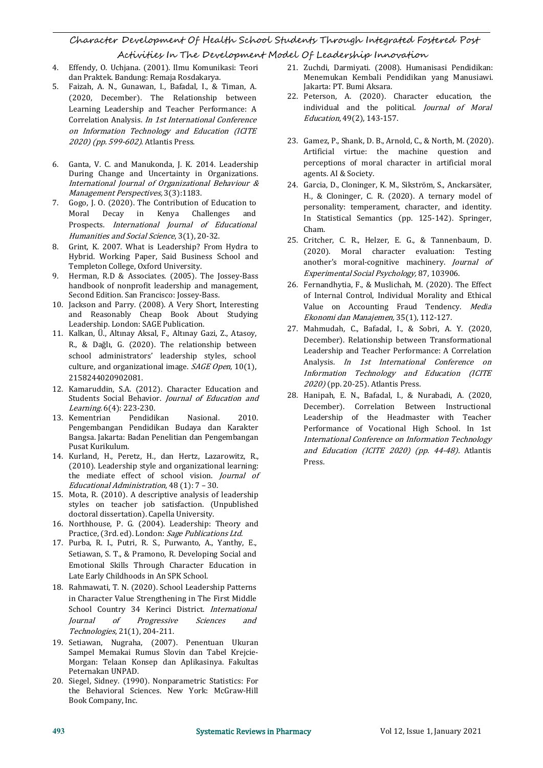4. Effendy, O. Uchjana. (2001). Ilmu Komunikasi: Teori dan Praktek. Bandung: Remaja Rosdakarya.
5. Faizah, A. N., Gunawan, I., Bafadal, I., & Timan, A. (2020, December). The Relationship between Learning Leadership and Teacher Performance: A Correlation Analysis. *In 1st International Conference on Information Technology and Education (ICITE 2020) (pp. 599-602)*. Atlantis Press.
6. Ganta, V. C. and Manukonda, J. K. 2014. Leadership During Change and Uncertainty in Organizations. *International Journal of Organizational Behaviour & Management Perspectives,* 3(3):1183.
7. Gogo, J. O. (2020). The Contribution of Education to Moral Decay in Kenya Challenges and Prospects. *International Journal of Educational Humanities and Social Science*, 3(1), 20-32.
8. Grint, K. 2007. What is Leadership? From Hydra to Hybrid. Working Paper, Said Business School and Templeton College, Oxford University.
9. Herman, R.D & Associates. (2005). The Jossey-Bass handbook of nonprofit leadership and management, Second Edition. San Francisco: Jossey-Bass.
10. Jackson and Parry. (2008). A Very Short, Interesting and Reasonably Cheap Book About Studying Leadership. London: SAGE Publication.
11. Kalkan, Ü., Altınay Aksal, F., Altınay Gazi, Z., Atasoy, R., & Dağlı, G. (2020). The relationship between school administrators' leadership styles, school culture, and organizational image. *SAGE Open*, 10(1), 2158244020902081.
12. Kamaruddin, S.A. (2012). Character Education and Students Social Behavior. *Journal of Education and Learning.* 6(4): 223-230.
13. Kementrian Pendidikan Nasional. 2010. Pengembangan Pendidikan Budaya dan Karakter Bangsa. Jakarta: Badan Penelitian dan Pengembangan Pusat Kurikulum.
14. Kurland, H., Peretz, H., dan Hertz, Lazarowitz, R., (2010). Leadership style and organizational learning: the mediate effect of school vision. *Journal of Educational Administration*, 48 (1): 7 – 30.
15. Mota, R. (2010). A descriptive analysis of leadership styles on teacher job satisfaction. (Unpublished doctoral dissertation). Capella University.
16. Northhouse, P. G. (2004). Leadership: Theory and Practice, (3rd. ed). London: *Sage Publications Ltd.*
17. Purba, R. I., Putri, R. S., Purwanto, A., Yanthy, E., Setiawan, S. T., & Pramono, R. Developing Social and Emotional Skills Through Character Education in Late Early Childhoods in An SPK School.
18. Rahmawati, T. N. (2020). School Leadership Patterns in Character Value Strengthening in The First Middle School Country 34 Kerinci District. *International Journal of Progressive Sciences and Technologies*, 21(1), 204-211.
19. Setiawan, Nugraha, (2007). Penentuan Ukuran Sampel Memakai Rumus Slovin dan Tabel Krejcie-Morgan: Telaan Konsep dan Aplikasinya. Fakultas Peternakan UNPAD.
20. Siegel, Sidney. (1990). Nonparametric Statistics: For the Behavioral Sciences. New York: McGraw-Hill Book Company, Inc.
21. Zuchdi, Darmiyati. (2008). Humanisasi Pendidikan: Menemukan Kembali Pendidikan yang Manusiawi. Jakarta: PT. Bumi Aksara.
22. Peterson, A. (2020). Character education, the individual and the political. *Journal of Moral Education*, 49(2), 143-157.
23. Gamez, P., Shank, D. B., Arnold, C., & North, M. (2020). Artificial virtue: the machine question and perceptions of moral character in artificial moral agents. AI & Society.
24. Garcia, D., Cloninger, K. M., Sikström, S., Anckarsäter, H., & Cloninger, C. R. (2020). A ternary model of personality: temperament, character, and identity. In Statistical Semantics (pp. 125-142). Springer, Cham.
25. Critcher, C. R., Helzer, E. G., & Tannenbaum, D. (2020). Moral character evaluation: Testing another's moral-cognitive machinery. *Journal of Experimental Social Psychology,* 87, 103906.
26. Fernandhytia, F., & Muslichah, M. (2020). The Effect of Internal Control, Individual Morality and Ethical Value on Accounting Fraud Tendency. *Media Ekonomi dan Manajemen,* 35(1), 112-127.
27. Mahmudah, C., Bafadal, I., & Sobri, A. Y. (2020, December). Relationship between Transformational Leadership and Teacher Performance: A Correlation Analysis. *In 1st International Conference on Information Technology and Education (ICITE 2020)* (pp. 20-25). Atlantis Press.
28. Hanipah, E. N., Bafadal, I., & Nurabadi, A. (2020, December). Correlation Between Instructional Leadership of the Headmaster with Teacher Performance of Vocational High School. In 1st *International Conference on Information Technology and Education (ICITE 2020) (pp. 44-48)*. Atlantis Press.